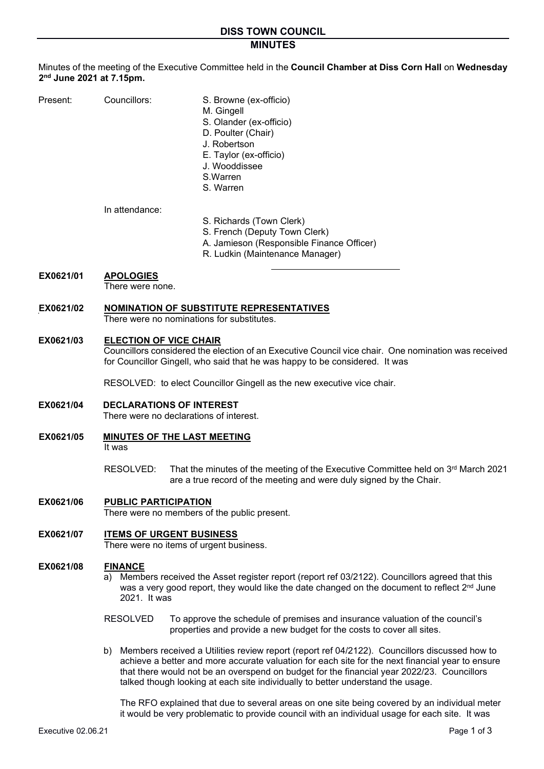# DISS TOWN COUNCIL

## MINUTES

Minutes of the meeting of the Executive Committee held in the **Council Chamber at Diss Corn Hall** on **Wednesday 2nd June 2021 at 7.15pm.**

Present: Councillors:
- S. Browne (ex-officio)
- M. Gingell
- S. Olander (ex-officio)
- D. Poulter (Chair)
- J. Robertson
- E. Taylor (ex-officio)
- J. Wooddissee
- S.Warren
- S. Warren

In attendance:
- S. Richards (Town Clerk)
- S. French (Deputy Town Clerk)
- A. Jamieson (Responsible Finance Officer)
- R. Ludkin (Maintenance Manager)

**EX0621/01 APOLOGIES**

There were none.

**EX0621/02 NOMINATION OF SUBSTITUTE REPRESENTATIVES**

There were no nominations for substitutes.

**EX0621/03 ELECTION OF VICE CHAIR**

Councillors considered the election of an Executive Council vice chair. One nomination was received for Councillor Gingell, who said that he was happy to be considered. It was

RESOLVED: to elect Councillor Gingell as the new executive vice chair.

**EX0621/04 DECLARATIONS OF INTEREST**

There were no declarations of interest.

**EX0621/05 MINUTES OF THE LAST MEETING**

It was

RESOLVED: That the minutes of the meeting of the Executive Committee held on 3rd March 2021 are a true record of the meeting and were duly signed by the Chair.

**EX0621/06 PUBLIC PARTICIPATION**

There were no members of the public present.

**EX0621/07 ITEMS OF URGENT BUSINESS**

There were no items of urgent business.

**EX0621/08 FINANCE**

a) Members received the Asset register report (report ref 03/2122). Councillors agreed that this was a very good report, they would like the date changed on the document to reflect 2nd June 2021. It was

RESOLVED To approve the schedule of premises and insurance valuation of the council's properties and provide a new budget for the costs to cover all sites.

b) Members received a Utilities review report (report ref 04/2122). Councillors discussed how to achieve a better and more accurate valuation for each site for the next financial year to ensure that there would not be an overspend on budget for the financial year 2022/23. Councillors talked though looking at each site individually to better understand the usage.

The RFO explained that due to several areas on one site being covered by an individual meter it would be very problematic to provide council with an individual usage for each site. It was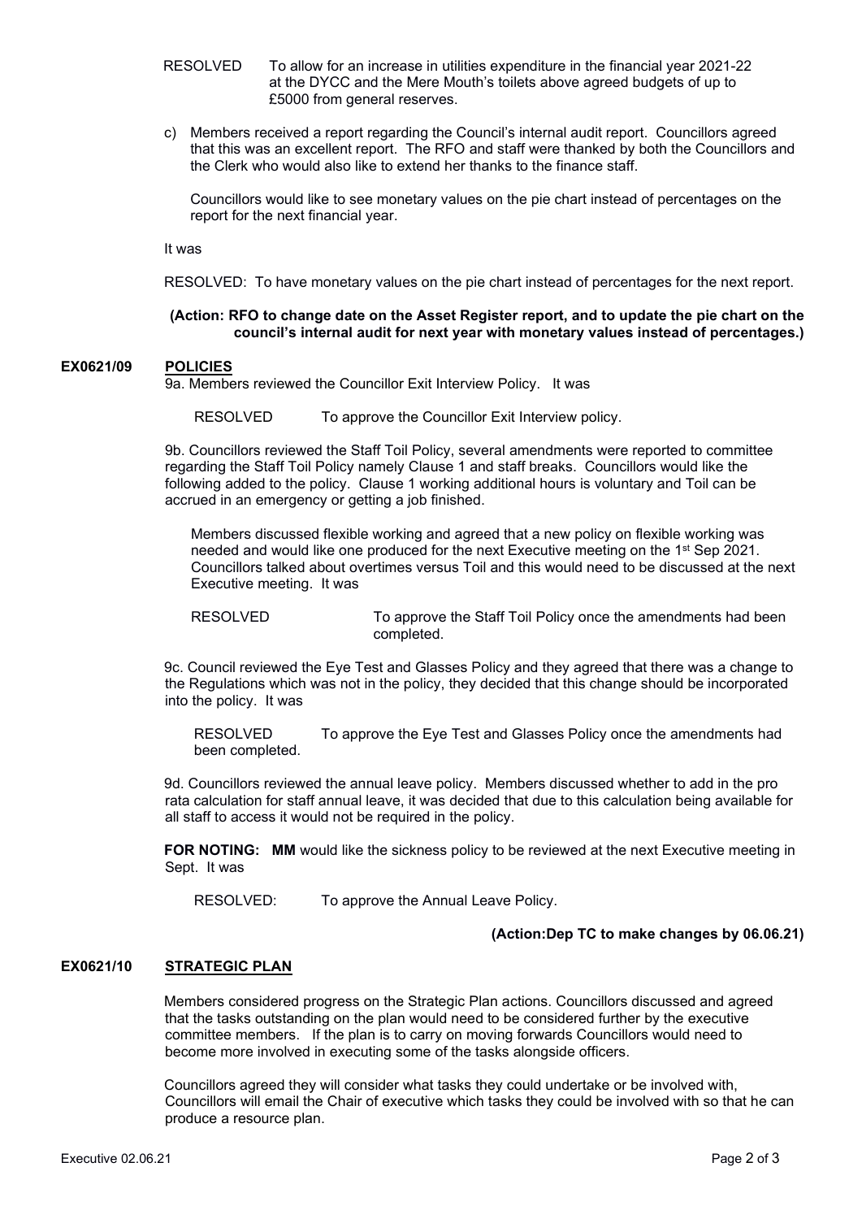RESOLVED To allow for an increase in utilities expenditure in the financial year 2021-22 at the DYCC and the Mere Mouth's toilets above agreed budgets of up to £5000 from general reserves.

c) Members received a report regarding the Council's internal audit report. Councillors agreed that this was an excellent report. The RFO and staff were thanked by both the Councillors and the Clerk who would also like to extend her thanks to the finance staff.

Councillors would like to see monetary values on the pie chart instead of percentages on the report for the next financial year.

It was

RESOLVED: To have monetary values on the pie chart instead of percentages for the next report.

**(Action: RFO to change date on the Asset Register report, and to update the pie chart on the council's internal audit for next year with monetary values instead of percentages.)**

**EX0621/09 POLICIES**

9a. Members reviewed the Councillor Exit Interview Policy. It was

RESOLVED To approve the Councillor Exit Interview policy.

9b. Councillors reviewed the Staff Toil Policy, several amendments were reported to committee regarding the Staff Toil Policy namely Clause 1 and staff breaks. Councillors would like the following added to the policy. Clause 1 working additional hours is voluntary and Toil can be accrued in an emergency or getting a job finished.

Members discussed flexible working and agreed that a new policy on flexible working was needed and would like one produced for the next Executive meeting on the 1st Sep 2021. Councillors talked about overtimes versus Toil and this would need to be discussed at the next Executive meeting. It was

RESOLVED To approve the Staff Toil Policy once the amendments had been completed.

9c. Council reviewed the Eye Test and Glasses Policy and they agreed that there was a change to the Regulations which was not in the policy, they decided that this change should be incorporated into the policy. It was

RESOLVED To approve the Eye Test and Glasses Policy once the amendments had been completed.

9d. Councillors reviewed the annual leave policy. Members discussed whether to add in the pro rata calculation for staff annual leave, it was decided that due to this calculation being available for all staff to access it would not be required in the policy.

**FOR NOTING: MM** would like the sickness policy to be reviewed at the next Executive meeting in Sept. It was

RESOLVED: To approve the Annual Leave Policy.

**(Action:Dep TC to make changes by 06.06.21)**

**EX0621/10 STRATEGIC PLAN**

Members considered progress on the Strategic Plan actions. Councillors discussed and agreed that the tasks outstanding on the plan would need to be considered further by the executive committee members. If the plan is to carry on moving forwards Councillors would need to become more involved in executing some of the tasks alongside officers.

Councillors agreed they will consider what tasks they could undertake or be involved with, Councillors will email the Chair of executive which tasks they could be involved with so that he can produce a resource plan.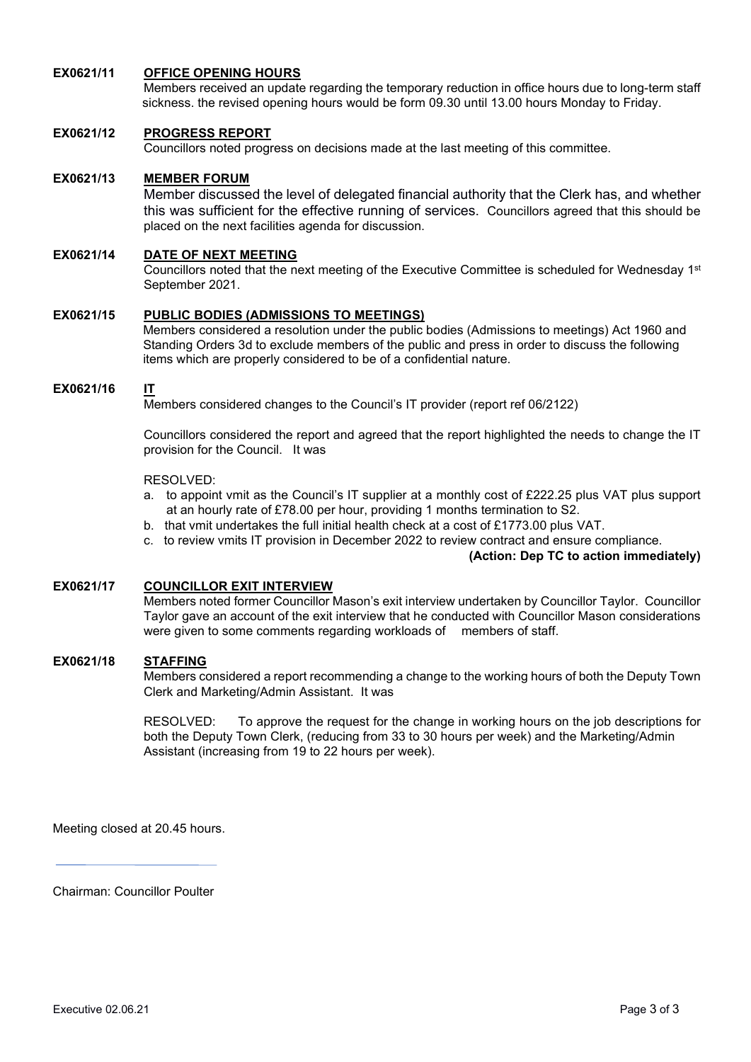**EX0621/11 OFFICE OPENING HOURS**

Members received an update regarding the temporary reduction in office hours due to long-term staff sickness. the revised opening hours would be form 09.30 until 13.00 hours Monday to Friday.

**EX0621/12 PROGRESS REPORT**

Councillors noted progress on decisions made at the last meeting of this committee.

**EX0621/13 MEMBER FORUM**

Member discussed the level of delegated financial authority that the Clerk has, and whether this was sufficient for the effective running of services. Councillors agreed that this should be placed on the next facilities agenda for discussion.

**EX0621/14 DATE OF NEXT MEETING**

Councillors noted that the next meeting of the Executive Committee is scheduled for Wednesday 1st September 2021.

**EX0621/15 PUBLIC BODIES (ADMISSIONS TO MEETINGS)**

Members considered a resolution under the public bodies (Admissions to meetings) Act 1960 and Standing Orders 3d to exclude members of the public and press in order to discuss the following items which are properly considered to be of a confidential nature.

**EX0621/16 IT**

Members considered changes to the Council's IT provider (report ref 06/2122)

Councillors considered the report and agreed that the report highlighted the needs to change the IT provision for the Council. It was

RESOLVED:

a. to appoint vmit as the Council's IT supplier at a monthly cost of £222.25 plus VAT plus support at an hourly rate of £78.00 per hour, providing 1 months termination to S2.
b. that vmit undertakes the full initial health check at a cost of £1773.00 plus VAT.
c. to review vmits IT provision in December 2022 to review contract and ensure compliance.

**(Action: Dep TC to action immediately)**

**EX0621/17 COUNCILLOR EXIT INTERVIEW**

Members noted former Councillor Mason's exit interview undertaken by Councillor Taylor. Councillor Taylor gave an account of the exit interview that he conducted with Councillor Mason considerations were given to some comments regarding workloads of members of staff.

**EX0621/18 STAFFING**

Members considered a report recommending a change to the working hours of both the Deputy Town Clerk and Marketing/Admin Assistant. It was

RESOLVED: To approve the request for the change in working hours on the job descriptions for both the Deputy Town Clerk, (reducing from 33 to 30 hours per week) and the Marketing/Admin Assistant (increasing from 19 to 22 hours per week).

Meeting closed at 20.45 hours.

Chairman: Councillor Poulter